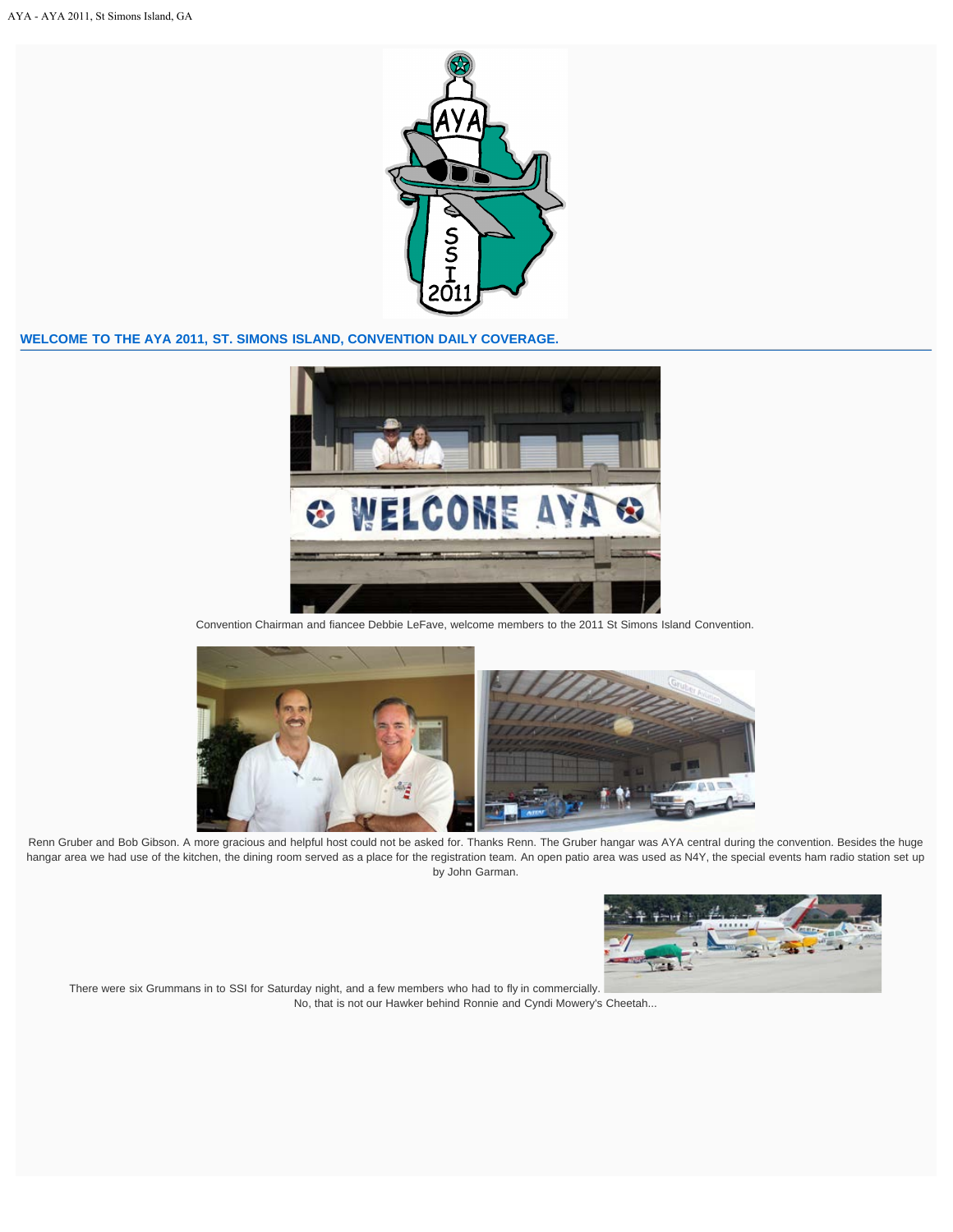## WELCOME TO THE AYA 2011, ST. SIMONS ISLAND, CONVENTION DAILY COVERAGE.

Convention Chairman and fiancee Debbie LeFave, welcome members to the 2011 St Simons Island Convention.

Renn Gruber and Bob Gibson. A more gracious and helpful host could not be asked for. Thanks Renn. The Gruber hangar was AYA central during the convention. Besides the huge hangar area we had use of the kitchen, the dining room served as a place for the registration team. An open patio area was used as N4Y, the special events ham radio station set up by John Garman.

There were six Grummans in to SSI for Saturday night, and a few members who had to fly in commercially. No, that is not our Hawker behind Ronnie and Cyndi Mowery's Cheetah...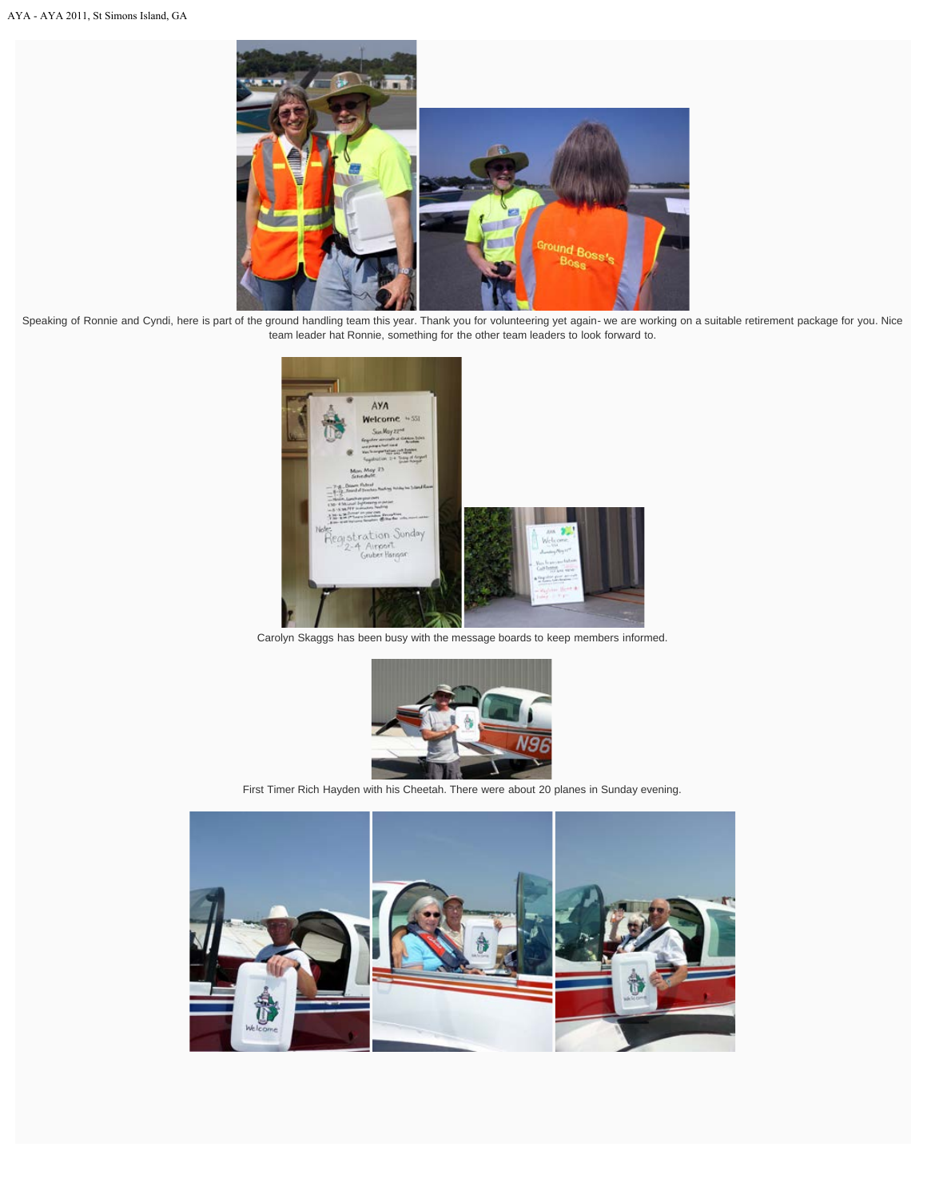Speaking of Ronnie and Cyndi, here is part of the ground handling team this year. Thank you for volunteering yet again- we are working on a suitable retirement package for you. Nice team leader hat Ronnie, something for the other team leaders to look forward to.

Carolyn Skaggs has been busy with the message boards to keep members informed.

First Timer Rich Hayden with his Cheetah. There were about 20 planes in Sunday evening.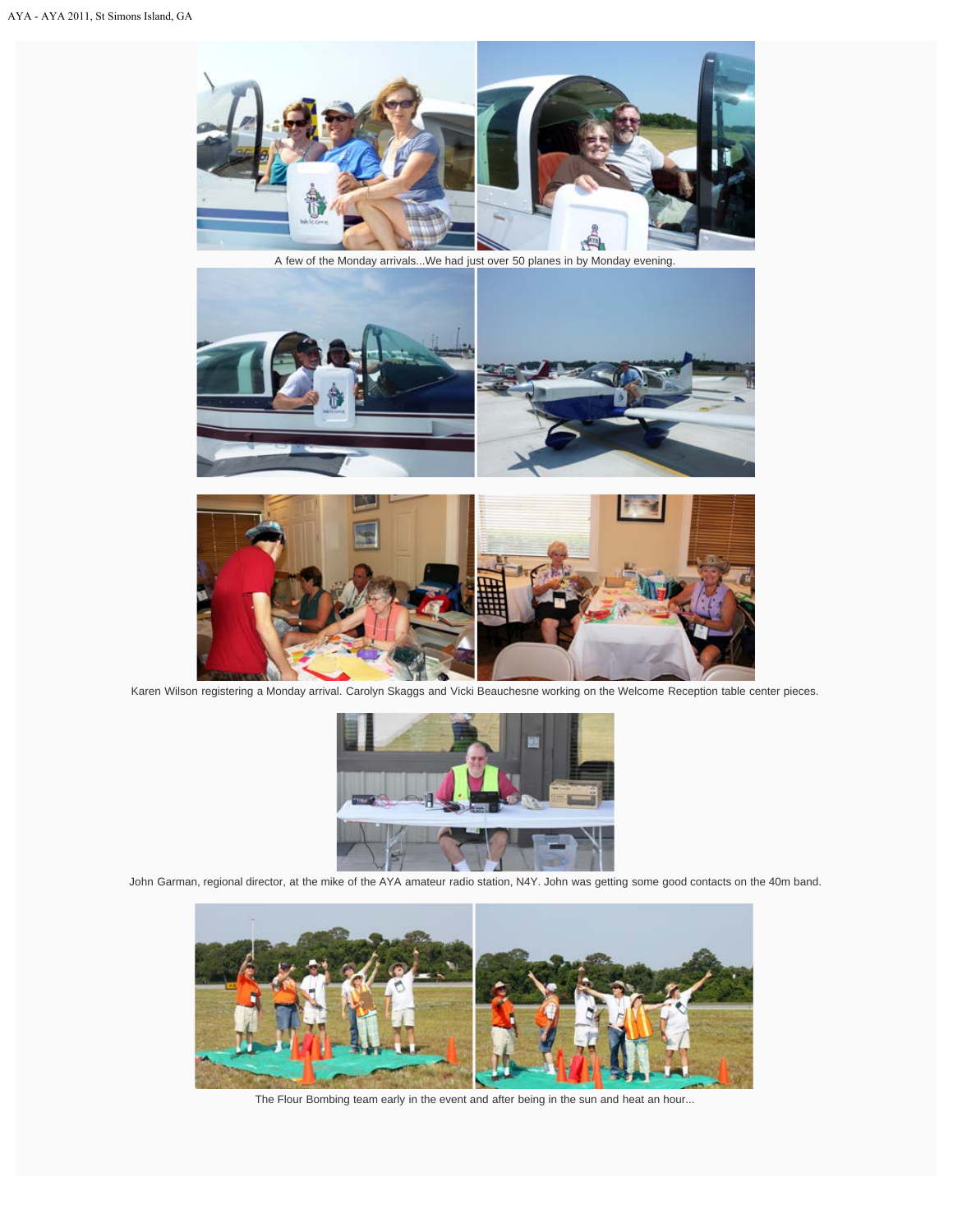A few of the Monday arrivals...We had just over 50 planes in by Monday evening.

Karen Wilson registering a Monday arrival. Carolyn Skaggs and Vicki Beauchesne working on the Welcome Reception table center pieces.

John Garman, regional director, at the mike of the AYA amateur radio station, N4Y. John was getting some good contacts on the 40m band.

The Flour Bombing team early in the event and after being in the sun and heat an hour...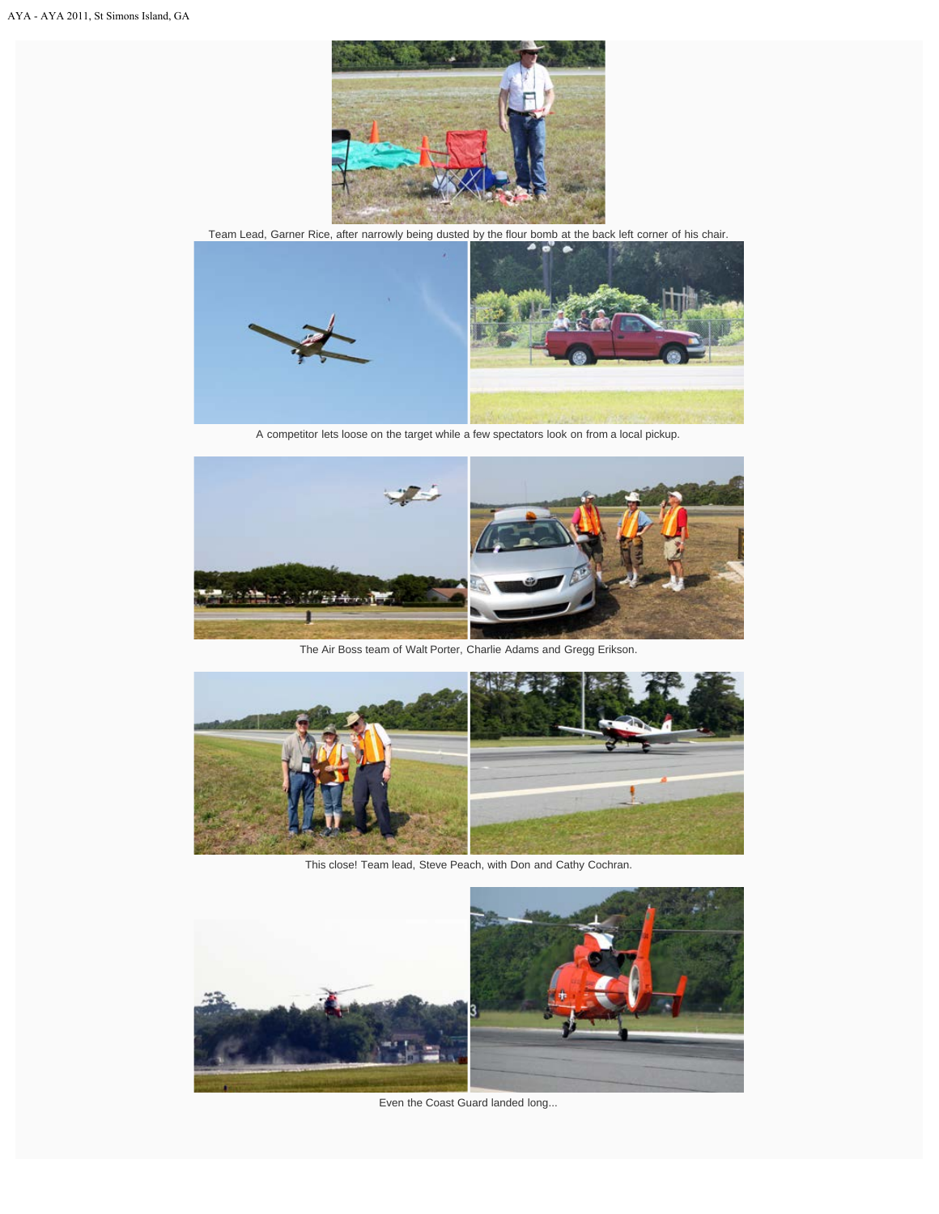Team Lead, Garner Rice, after narrowly being dusted by the flour bomb at the back left corner of his chair.

A competitor lets loose on the target while a few spectators look on from a local pickup.

The Air Boss team of Walt Porter, Charlie Adams and Gregg Erikson.

This close! Team lead, Steve Peach, with Don and Cathy Cochran.

Even the Coast Guard landed long...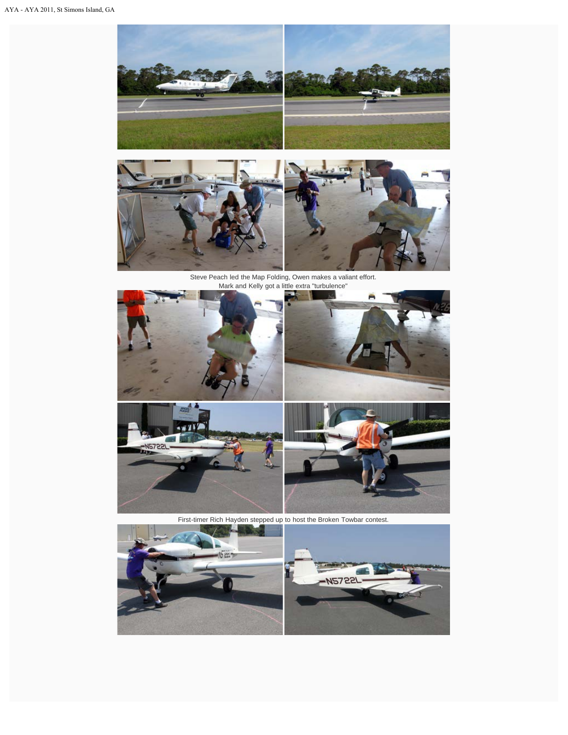Steve Peach led the Map Folding, Owen makes a valiant effort.

Mark and Kelly got a little extra "turbulence"

First-timer Rich Hayden stepped up to host the Broken Towbar contest.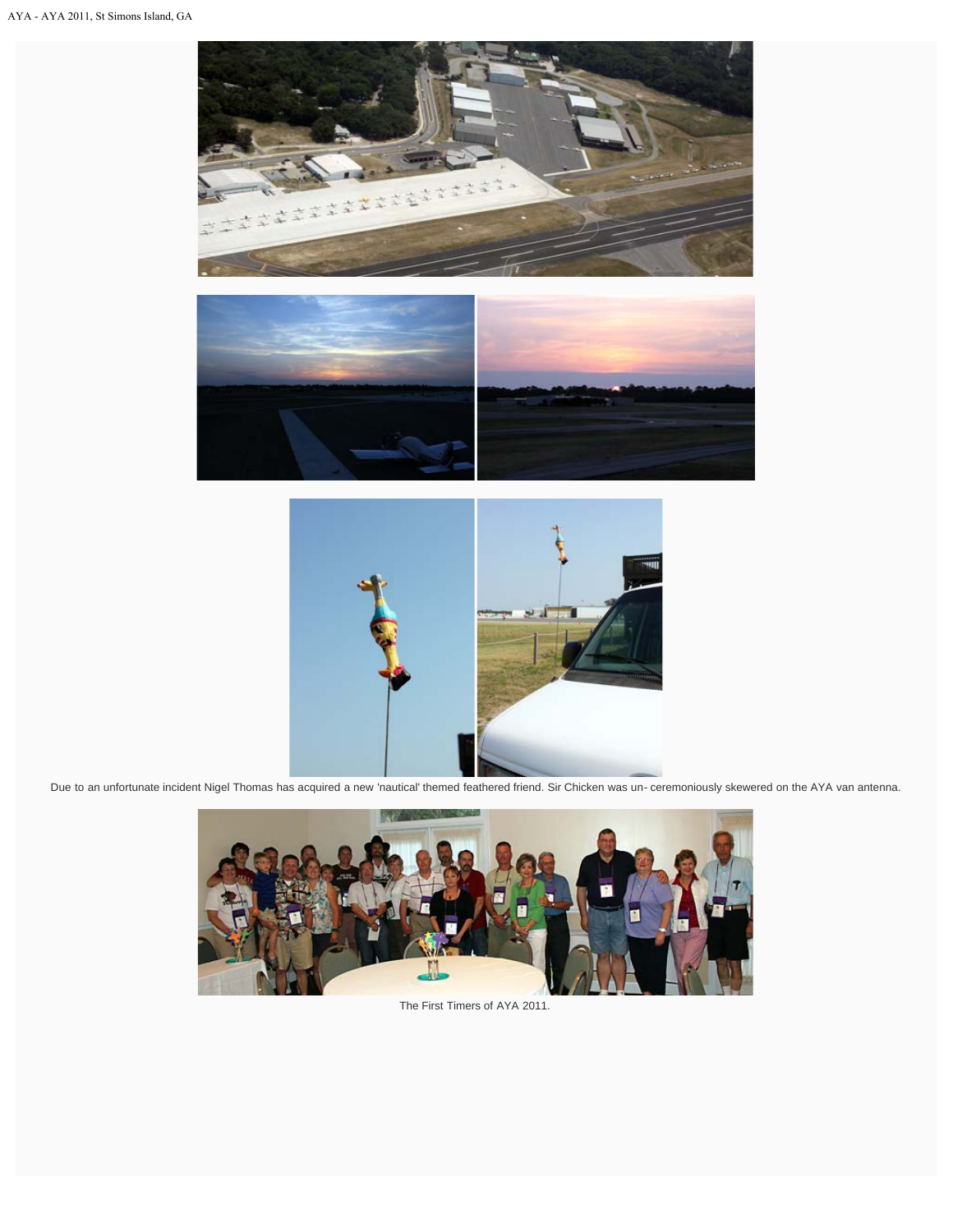Due to an unfortunate incident Nigel Thomas has acquired a new 'nautical' themed feathered friend. Sir Chicken was un- ceremoniously skewered on the AYA van antenna.

The First Timers of AYA 2011.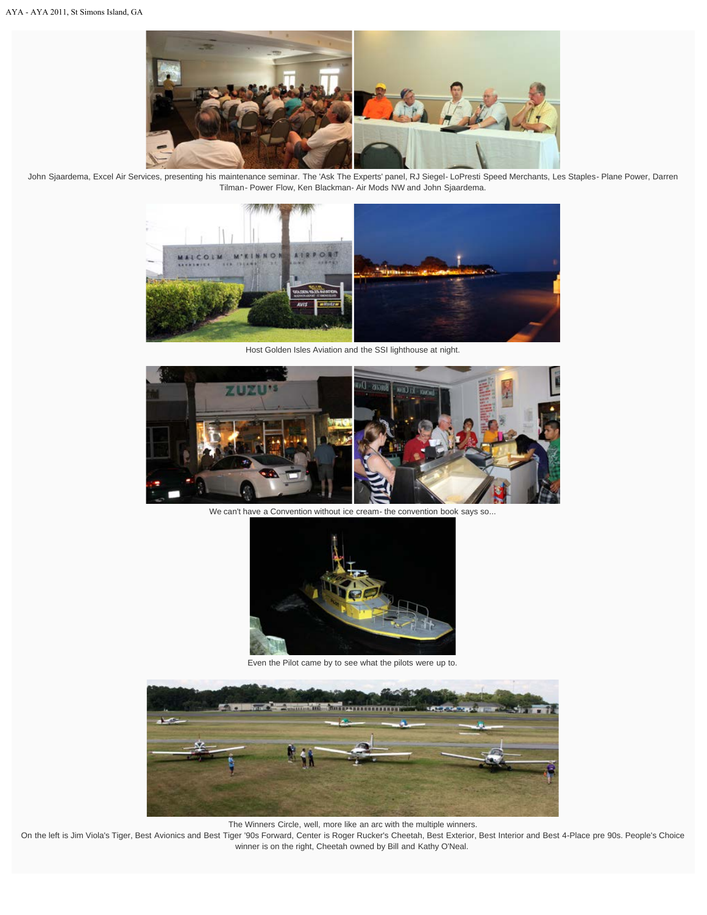John Sjaardema, Excel Air Services, presenting his maintenance seminar. The 'Ask The Experts' panel, RJ Siegel- LoPresti Speed Merchants, Les Staples- Plane Power, Darren Tilman- Power Flow, Ken Blackman- Air Mods NW and John Sjaardema.

Host Golden Isles Aviation and the SSI lighthouse at night.

We can't have a Convention without ice cream- the convention book says so...

Even the Pilot came by to see what the pilots were up to.

The Winners Circle, well, more like an arc with the multiple winners.

On the left is Jim Viola's Tiger, Best Avionics and Best Tiger '90s Forward, Center is Roger Rucker's Cheetah, Best Exterior, Best Interior and Best 4-Place pre 90s. People's Choice winner is on the right, Cheetah owned by Bill and Kathy O'Neal.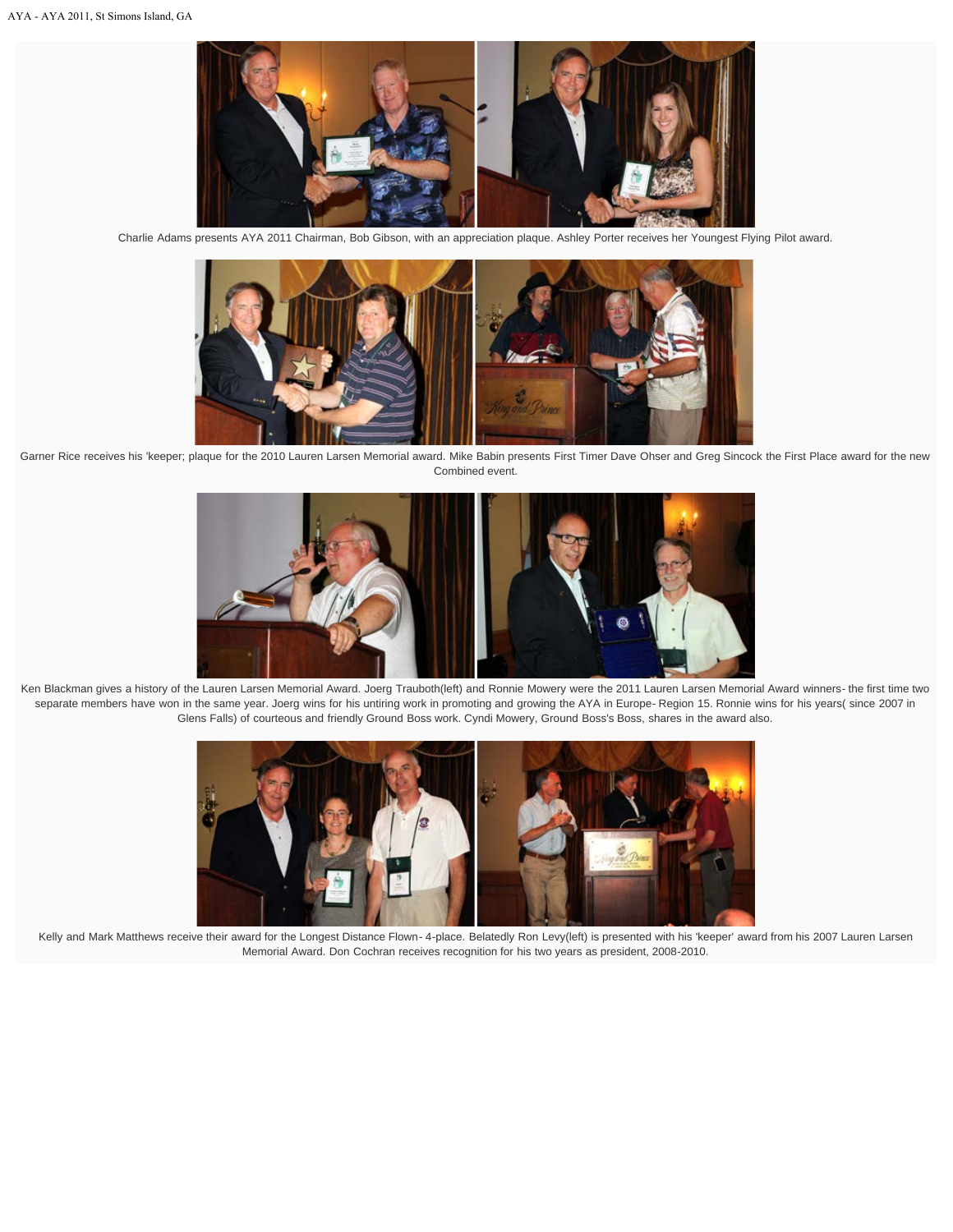Charlie Adams presents AYA 2011 Chairman, Bob Gibson, with an appreciation plaque. Ashley Porter receives her Youngest Flying Pilot award.

Garner Rice receives his 'keeper; plaque for the 2010 Lauren Larsen Memorial award. Mike Babin presents First Timer Dave Ohser and Greg Sincock the First Place award for the new Combined event.

Ken Blackman gives a history of the Lauren Larsen Memorial Award. Joerg Trauboth(left) and Ronnie Mowery were the 2011 Lauren Larsen Memorial Award winners- the first time two separate members have won in the same year. Joerg wins for his untiring work in promoting and growing the AYA in Europe- Region 15. Ronnie wins for his years( since 2007 in Glens Falls) of courteous and friendly Ground Boss work. Cyndi Mowery, Ground Boss's Boss, shares in the award also.

Kelly and Mark Matthews receive their award for the Longest Distance Flown- 4-place. Belatedly Ron Levy(left) is presented with his 'keeper' award from his 2007 Lauren Larsen Memorial Award. Don Cochran receives recognition for his two years as president, 2008-2010.